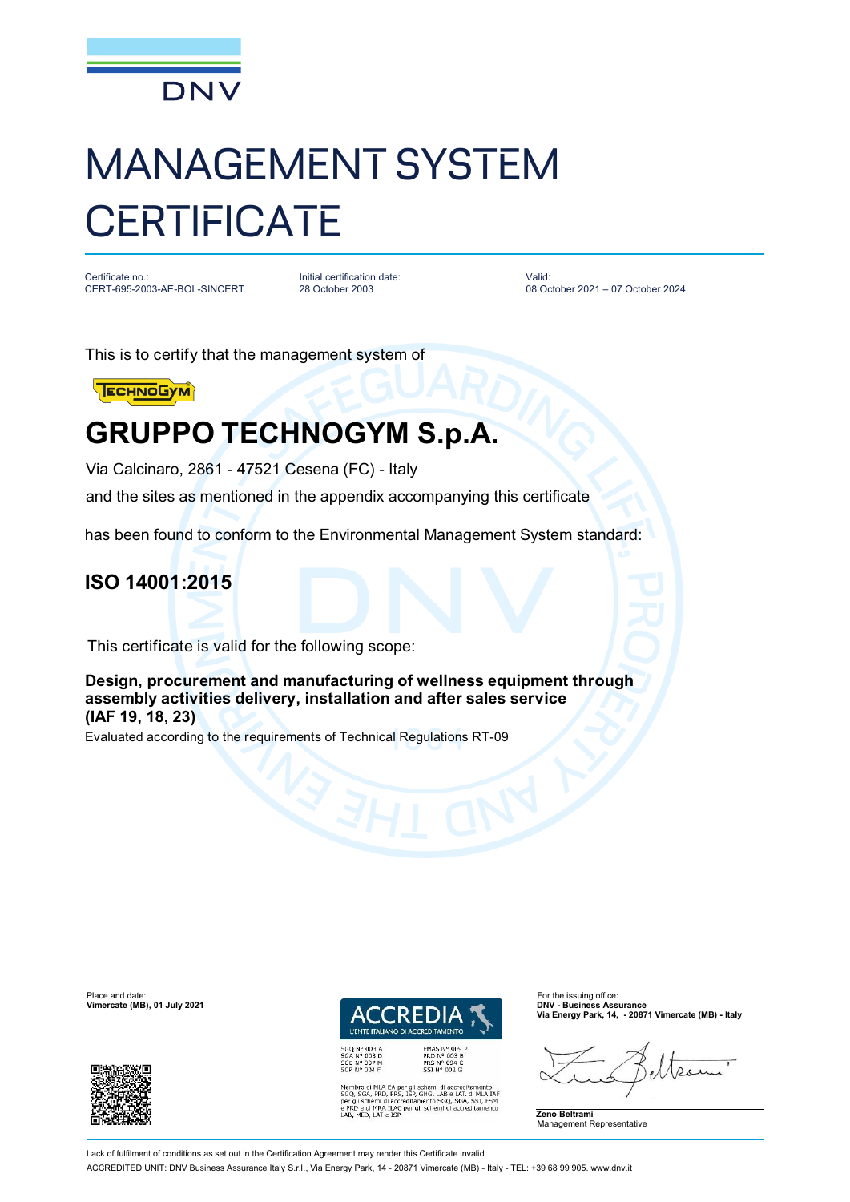DNV

# MANAGEMENT SYSTEM CERTIFICATE

Certificate no.:
CERT-695-2003-AE-BOL-SINCERT

Initial certification date:
28 October 2003

Valid:
08 October 2021 – 07 October 2024

This is to certify that the management system of

TECHNOGYM

## GRUPPO TECHNOGYM S.p.A.

Via Calcinaro, 2861 - 47521 Cesena (FC) - Italy

and the sites as mentioned in the appendix accompanying this certificate

has been found to conform to the Environmental Management System standard:

## ISO 14001:2015

This certificate is valid for the following scope:

**Design, procurement and manufacturing of wellness equipment through assembly activities delivery, installation and after sales service (IAF 19, 18, 23)**

Evaluated according to the requirements of Technical Regulations RT-09

Place and date:
**Vimercate (MB), 01 July 2021**

ACCREDIA
L'ENTE ITALIANO DI ACCREDITAMENTO

SGQ N° 003 A
SGA N° 003 D
SGE N° 007 M
SCR N° 004 F

EMAS N° 009 P
PRD N° 003 B
PRS N° 094 C
SSI N° 002 G

Membro di MLA EA per gli schemi di accreditamento SGQ, SGA, PRD, PRS, ISP, GHG, LAB e LAT, di MLA IAF per gli schemi di accreditamento SGQ, SGA, SSI, FSM e PRD e di MRA ILAC per gli schemi di accreditamento LAB, MED, LAT e ISP

For the issuing office:
**DNV - Business Assurance**
**Via Energy Park, 14, - 20871 Vimercate (MB) - Italy**

**Zeno Beltrami**
Management Representative

Lack of fulfilment of conditions as set out in the Certification Agreement may render this Certificate invalid.

ACCREDITED UNIT: DNV Business Assurance Italy S.r.l., Via Energy Park, 14 - 20871 Vimercate (MB) - Italy - TEL: +39 68 99 905. www.dnv.it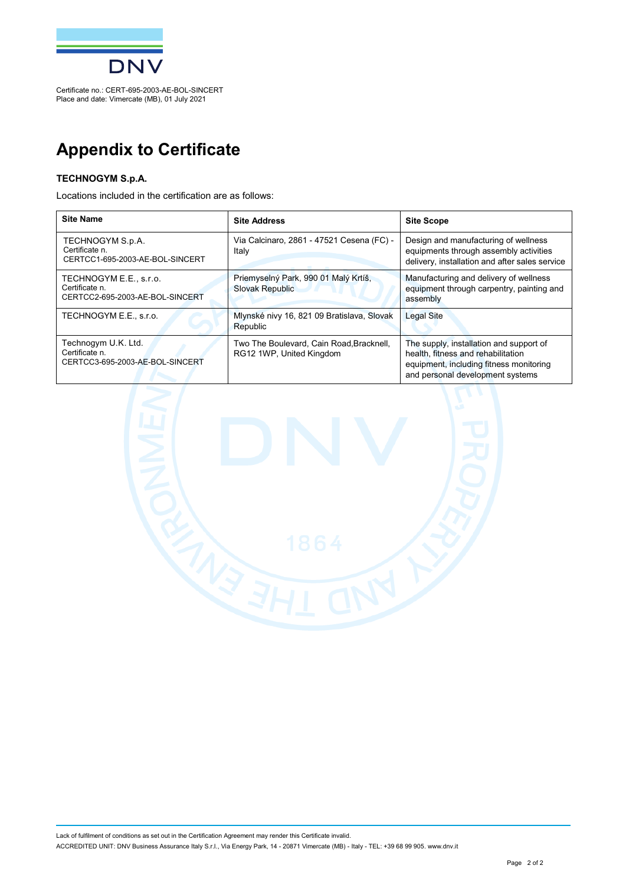Certificate no.: CERT-695-2003-AE-BOL-SINCERT
Place and date: Vimercate (MB), 01 July 2021

# Appendix to Certificate

**TECHNOGYM S.p.A.**

Locations included in the certification are as follows:

| Site Name | Site Address | Site Scope |
| --- | --- | --- |
| TECHNOGYM S.p.A. Certificate n. CERTCC1-695-2003-AE-BOL-SINCERT | Via Calcinaro, 2861 - 47521 Cesena (FC) - Italy | Design and manufacturing of wellness equipments through assembly activities delivery, installation and after sales service |
| TECHNOGYM E.E., s.r.o. Certificate n. CERTCC2-695-2003-AE-BOL-SINCERT | Priemyselný Park, 990 01 Malý Krtíš, Slovak Republic | Manufacturing and delivery of wellness equipment through carpentry, painting and assembly |
| TECHNOGYM E.E., s.r.o. | Mlynské nivy 16, 821 09 Bratislava, Slovak Republic | Legal Site |
| Technogym U.K. Ltd. Certificate n. CERTCC3-695-2003-AE-BOL-SINCERT | Two The Boulevard, Cain Road,Bracknell, RG12 1WP, United Kingdom | The supply, installation and support of health, fitness and rehabilitation equipment, including fitness monitoring and personal development systems |

Lack of fulfilment of conditions as set out in the Certification Agreement may render this Certificate invalid.

ACCREDITED UNIT: DNV Business Assurance Italy S.r.l., Via Energy Park, 14 - 20871 Vimercate (MB) - Italy - TEL: +39 68 99 905. www.dnv.it